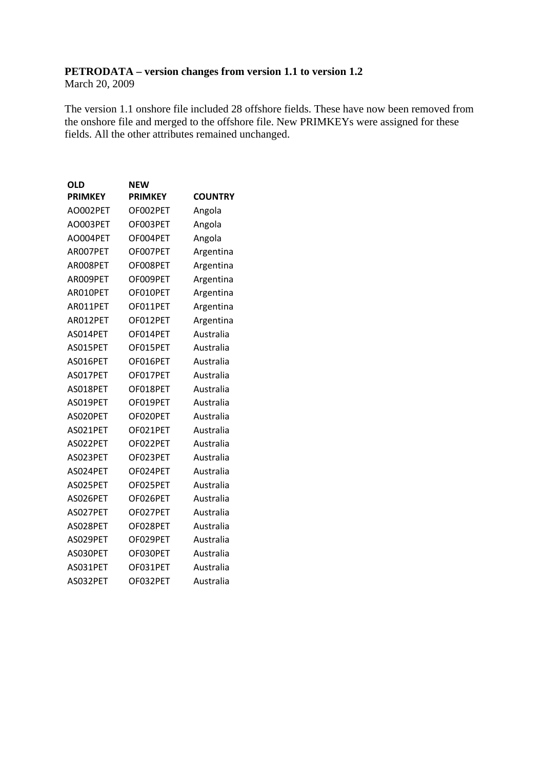**PETRODATA – version changes from version 1.1 to version 1.2**
March 20, 2009

The version 1.1 onshore file included 28 offshore fields. These have now been removed from the onshore file and merged to the offshore file. New PRIMKEYs were assigned for these fields. All the other attributes remained unchanged.

| OLD PRIMKEY | NEW PRIMKEY | COUNTRY |
|---|---|---|
| AO002PET | OF002PET | Angola |
| AO003PET | OF003PET | Angola |
| AO004PET | OF004PET | Angola |
| AR007PET | OF007PET | Argentina |
| AR008PET | OF008PET | Argentina |
| AR009PET | OF009PET | Argentina |
| AR010PET | OF010PET | Argentina |
| AR011PET | OF011PET | Argentina |
| AR012PET | OF012PET | Argentina |
| AS014PET | OF014PET | Australia |
| AS015PET | OF015PET | Australia |
| AS016PET | OF016PET | Australia |
| AS017PET | OF017PET | Australia |
| AS018PET | OF018PET | Australia |
| AS019PET | OF019PET | Australia |
| AS020PET | OF020PET | Australia |
| AS021PET | OF021PET | Australia |
| AS022PET | OF022PET | Australia |
| AS023PET | OF023PET | Australia |
| AS024PET | OF024PET | Australia |
| AS025PET | OF025PET | Australia |
| AS026PET | OF026PET | Australia |
| AS027PET | OF027PET | Australia |
| AS028PET | OF028PET | Australia |
| AS029PET | OF029PET | Australia |
| AS030PET | OF030PET | Australia |
| AS031PET | OF031PET | Australia |
| AS032PET | OF032PET | Australia |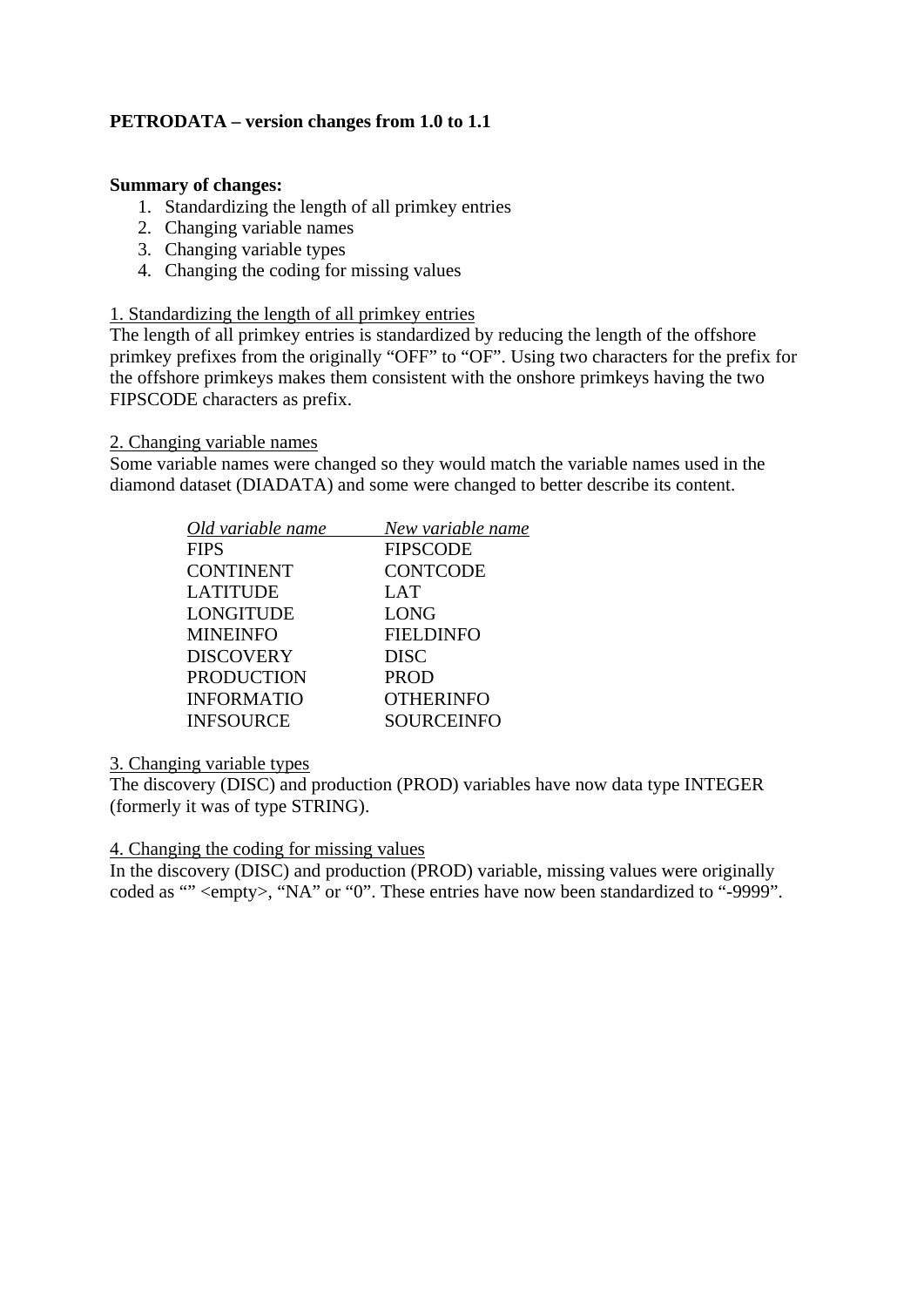**PETRODATA – version changes from 1.0 to 1.1**

**Summary of changes:**

1. Standardizing the length of all primkey entries
2. Changing variable names
3. Changing variable types
4. Changing the coding for missing values

1. Standardizing the length of all primkey entries

The length of all primkey entries is standardized by reducing the length of the offshore primkey prefixes from the originally "OFF" to "OF". Using two characters for the prefix for the offshore primkeys makes them consistent with the onshore primkeys having the two FIPSCODE characters as prefix.

2. Changing variable names

Some variable names were changed so they would match the variable names used in the diamond dataset (DIADATA) and some were changed to better describe its content.

| *Old variable name* | *New variable name* |
|---|---|
| FIPS | FIPSCODE |
| CONTINENT | CONTCODE |
| LATITUDE | LAT |
| LONGITUDE | LONG |
| MINEINFO | FIELDINFO |
| DISCOVERY | DISC |
| PRODUCTION | PROD |
| INFORMATIO | OTHERINFO |
| INFSOURCE | SOURCEINFO |

3. Changing variable types

The discovery (DISC) and production (PROD) variables have now data type INTEGER (formerly it was of type STRING).

4. Changing the coding for missing values

In the discovery (DISC) and production (PROD) variable, missing values were originally coded as "" <empty>, "NA" or "0". These entries have now been standardized to "-9999".